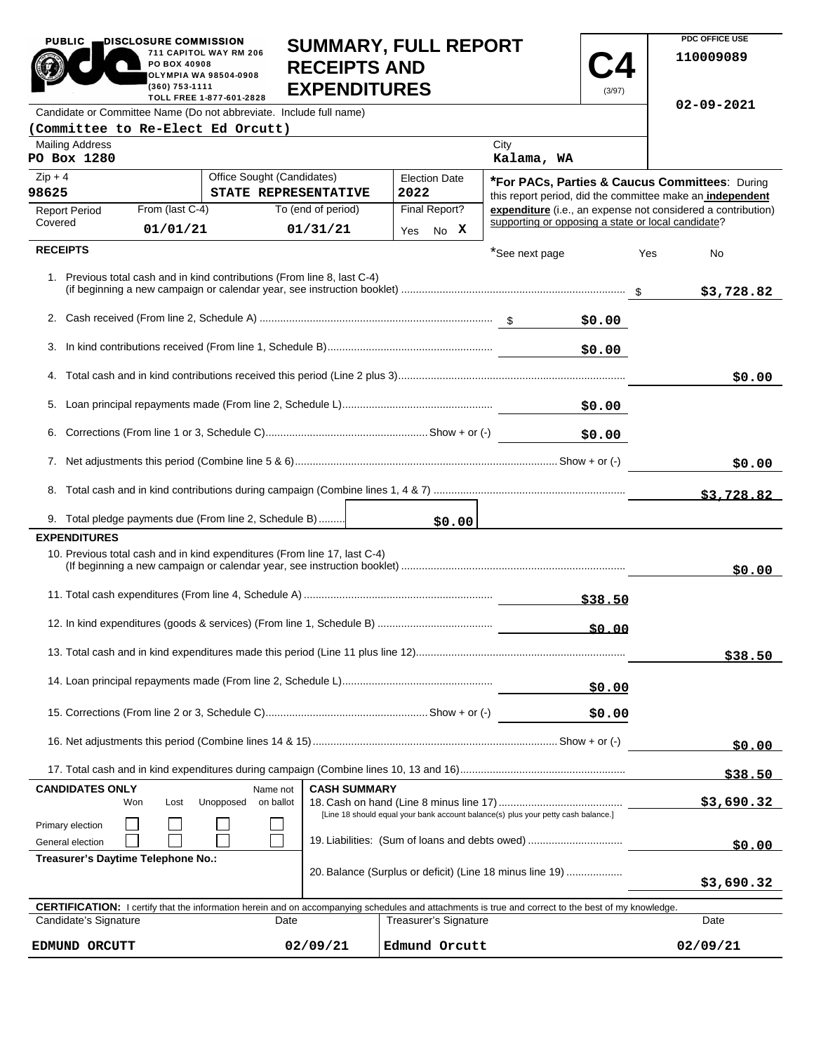PUBLIC DISCLOSURE COMMISSION
711 CAPITOL WAY RM 206
PO BOX 40908
OLYMPIA WA 98504-0908
(360) 753-1111
TOLL FREE 1-877-601-2828

# SUMMARY, FULL REPORT RECEIPTS AND EXPENDITURES

**C4** (3/97)

PDC OFFICE USE
110009089

02-09-2021

Candidate or Committee Name (Do not abbreviate. Include full name)
**(Committee to Re-Elect Ed Orcutt)**

| Mailing Address | City |
|---|---|
| PO Box 1280 | Kalama, WA |

| Zip + 4 | Office Sought (Candidates) | Election Date |
|---|---|---|
| 98625 | STATE REPRESENTATIVE | 2022 |

| Report Period Covered | From (last C-4) | To (end of period) | Final Report? |
|---|---|---|---|
| | 01/01/21 | 01/31/21 | Yes No X |

***For PACs, Parties & Caucus Committees**: During this report period, did the committee make an **independent expenditure** (i.e., an expense not considered a contribution) supporting or opposing a state or local candidate?

*See next page Yes No

## RECEIPTS

| Line | Description | Amount | Total |
|---|---|---|---|
| 1. | Previous total cash and in kind contributions (From line 8, last C-4) (if beginning a new campaign or calendar year, see instruction booklet) | | $3,728.82 |
| 2. | Cash received (From line 2, Schedule A) | $0.00 | |
| 3. | In kind contributions received (From line 1, Schedule B) | $0.00 | |
| 4. | Total cash and in kind contributions received this period (Line 2 plus 3) | | $0.00 |
| 5. | Loan principal repayments made (From line 2, Schedule L) | $0.00 | |
| 6. | Corrections (From line 1 or 3, Schedule C) Show + or (-) | $0.00 | |
| 7. | Net adjustments this period (Combine line 5 & 6) Show + or (-) | | $0.00 |
| 8. | Total cash and in kind contributions during campaign (Combine lines 1, 4 & 7) | | $3,728.82 |
| 9. | Total pledge payments due (From line 2, Schedule B) | $0.00 | |

## EXPENDITURES

| Line | Description | Amount | Total |
|---|---|---|---|
| 10. | Previous total cash and in kind expenditures (From line 17, last C-4) (If beginning a new campaign or calendar year, see instruction booklet) | | $0.00 |
| 11. | Total cash expenditures (From line 4, Schedule A) | $38.50 | |
| 12. | In kind expenditures (goods & services) (From line 1, Schedule B) | $0.00 | |
| 13. | Total cash and in kind expenditures made this period (Line 11 plus line 12) | | $38.50 |
| 14. | Loan principal repayments made (From line 2, Schedule L) | $0.00 | |
| 15. | Corrections (From line 2 or 3, Schedule C) Show + or (-) | $0.00 | |
| 16. | Net adjustments this period (Combine lines 14 & 15) Show + or (-) | | $0.00 |
| 17. | Total cash and in kind expenditures during campaign (Combine lines 10, 13 and 16) | | $38.50 |

**CANDIDATES ONLY**

| | Won | Lost | Unopposed | Name not on ballot |
|---|---|---|---|---|
| Primary election | ☐ | ☐ | ☐ | ☐ |
| General election | ☐ | ☐ | ☐ | ☐ |

**Treasurer's Daytime Telephone No.:**

**CASH SUMMARY**

| Line | Description | Total |
|---|---|---|
| 18. | Cash on hand (Line 8 minus line 17) [Line 18 should equal your bank account balance(s) plus your petty cash balance.] | $3,690.32 |
| 19. | Liabilities: (Sum of loans and debts owed) | $0.00 |
| 20. | Balance (Surplus or deficit) (Line 18 minus line 19) | $3,690.32 |

**CERTIFICATION:** I certify that the information herein and on accompanying schedules and attachments is true and correct to the best of my knowledge.

| Candidate's Signature | Date | Treasurer's Signature | Date |
|---|---|---|---|
| EDMUND ORCUTT | 02/09/21 | Edmund Orcutt | 02/09/21 |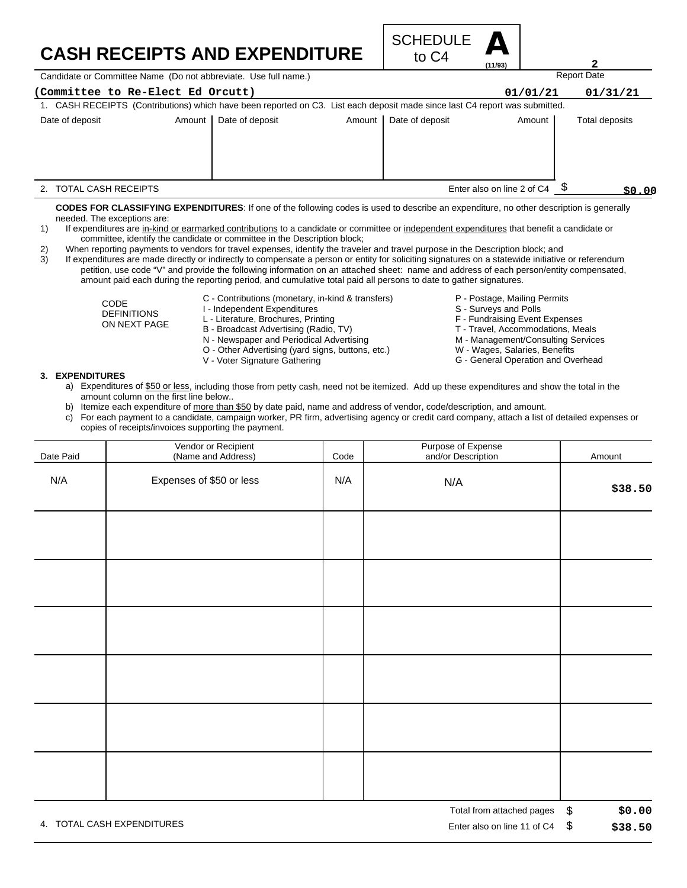# CASH RECEIPTS AND EXPENDITURE

SCHEDULE **A** to C4 (11/93)

2

Candidate or Committee Name (Do not abbreviate. Use full name.)

**(Committee to Re-Elect Ed Orcutt)**

Report Date

**01/01/21** **01/31/21**

1. CASH RECEIPTS (Contributions) which have been reported on C3. List each deposit made since last C4 report was submitted.

| Date of deposit | Amount | Date of deposit | Amount | Date of deposit | Amount | Total deposits |
|---|---|---|---|---|---|---|
| | | | | | | |

2. TOTAL CASH RECEIPTS — Enter also on line 2 of C4 $ **$0.00**

**CODES FOR CLASSIFYING EXPENDITURES**: If one of the following codes is used to describe an expenditure, no other description is generally needed. The exceptions are:

1) If expenditures are in-kind or earmarked contributions to a candidate or committee or independent expenditures that benefit a candidate or committee, identify the candidate or committee in the Description block;
2) When reporting payments to vendors for travel expenses, identify the traveler and travel purpose in the Description block; and
3) If expenditures are made directly or indirectly to compensate a person or entity for soliciting signatures on a statewide initiative or referendum petition, use code "V" and provide the following information on an attached sheet: name and address of each person/entity compensated, amount paid each during the reporting period, and cumulative total paid all persons to date to gather signatures.

CODE DEFINITIONS ON NEXT PAGE

- C - Contributions (monetary, in-kind & transfers)
- I - Independent Expenditures
- L - Literature, Brochures, Printing
- B - Broadcast Advertising (Radio, TV)
- N - Newspaper and Periodical Advertising
- O - Other Advertising (yard signs, buttons, etc.)
- V - Voter Signature Gathering
- P - Postage, Mailing Permits
- S - Surveys and Polls
- F - Fundraising Event Expenses
- T - Travel, Accommodations, Meals
- M - Management/Consulting Services
- W - Wages, Salaries, Benefits
- G - General Operation and Overhead

**3. EXPENDITURES**

a) Expenditures of $50 or less, including those from petty cash, need not be itemized. Add up these expenditures and show the total in the amount column on the first line below..

b) Itemize each expenditure of more than $50 by date paid, name and address of vendor, code/description, and amount.

c) For each payment to a candidate, campaign worker, PR firm, advertising agency or credit card company, attach a list of detailed expenses or copies of receipts/invoices supporting the payment.

| Date Paid | Vendor or Recipient (Name and Address) | Code | Purpose of Expense and/or Description | Amount |
|---|---|---|---|---|
| N/A | Expenses of $50 or less | N/A | N/A | **$38.50** |
| | | | | |
| | | | | |
| | | | | |
| | | | | |
| | | | | |
| | | | | |

Total from attached pages $ **$0.00**

4. TOTAL CASH EXPENDITURES — Enter also on line 11 of C4 $ **$38.50**